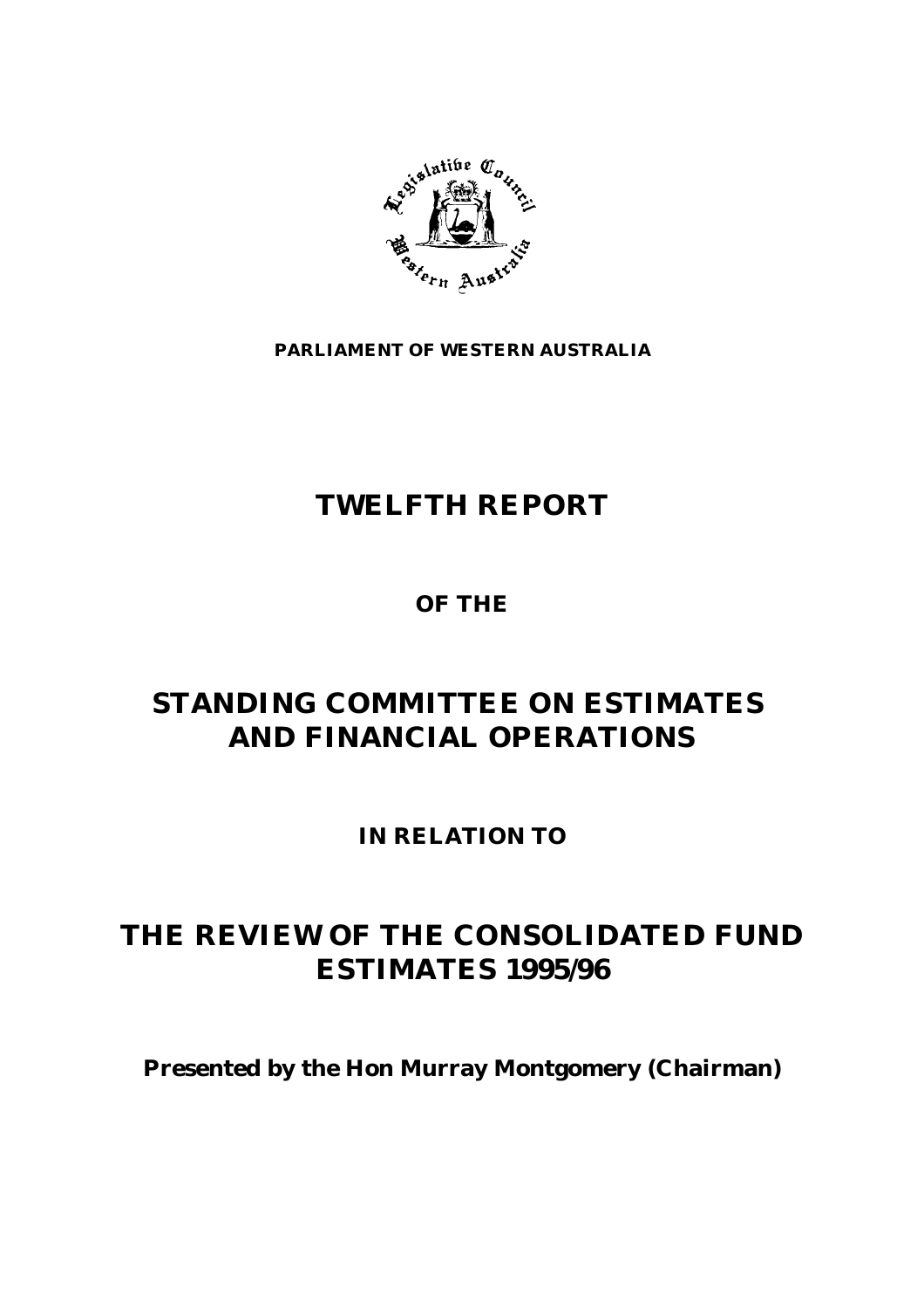**PARLIAMENT OF WESTERN AUSTRALIA**

# TWELFTH REPORT

**OF THE**

# STANDING COMMITTEE ON ESTIMATES AND FINANCIAL OPERATIONS

**IN RELATION TO**

# THE REVIEW OF THE CONSOLIDATED FUND ESTIMATES 1995/96

**Presented by the Hon Murray Montgomery (Chairman)**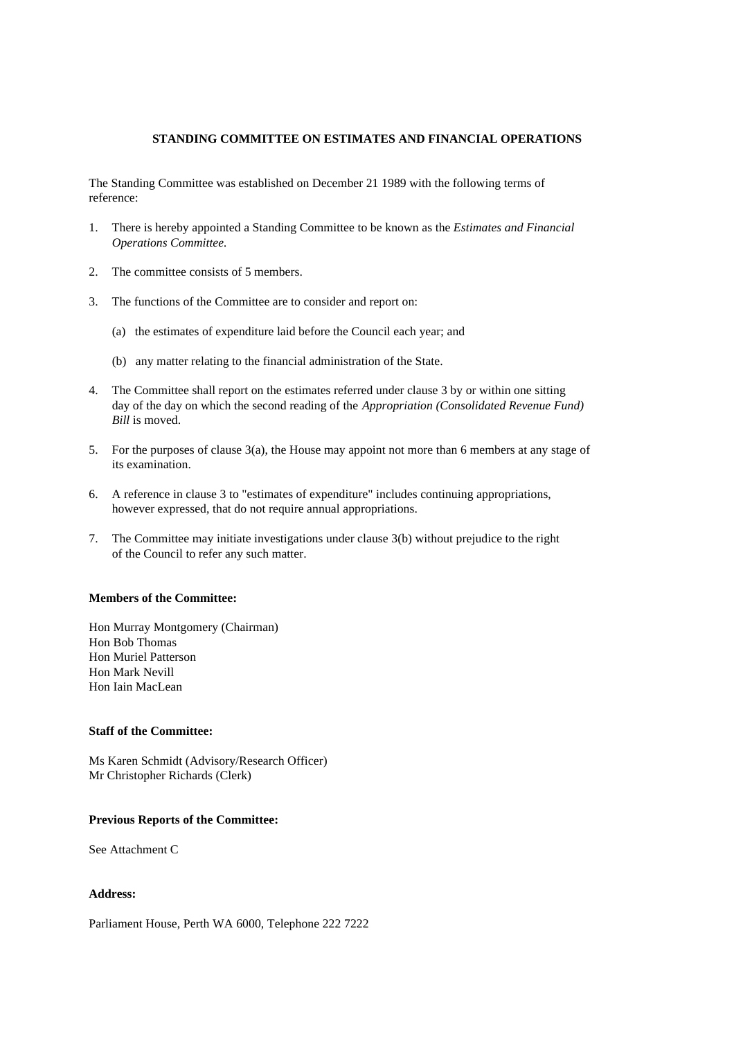## STANDING COMMITTEE ON ESTIMATES AND FINANCIAL OPERATIONS

The Standing Committee was established on December 21 1989 with the following terms of reference:

1. There is hereby appointed a Standing Committee to be known as the *Estimates and Financial Operations Committee.*

2. The committee consists of 5 members.

3. The functions of the Committee are to consider and report on:

   (a) the estimates of expenditure laid before the Council each year; and

   (b) any matter relating to the financial administration of the State.

4. The Committee shall report on the estimates referred under clause 3 by or within one sitting day of the day on which the second reading of the *Appropriation (Consolidated Revenue Fund) Bill* is moved.

5. For the purposes of clause 3(a), the House may appoint not more than 6 members at any stage of its examination.

6. A reference in clause 3 to "estimates of expenditure" includes continuing appropriations, however expressed, that do not require annual appropriations.

7. The Committee may initiate investigations under clause 3(b) without prejudice to the right of the Council to refer any such matter.

**Members of the Committee:**

Hon Murray Montgomery (Chairman)
Hon Bob Thomas
Hon Muriel Patterson
Hon Mark Nevill
Hon Iain MacLean

**Staff of the Committee:**

Ms Karen Schmidt (Advisory/Research Officer)
Mr Christopher Richards (Clerk)

**Previous Reports of the Committee:**

See Attachment C

**Address:**

Parliament House, Perth WA 6000, Telephone 222 7222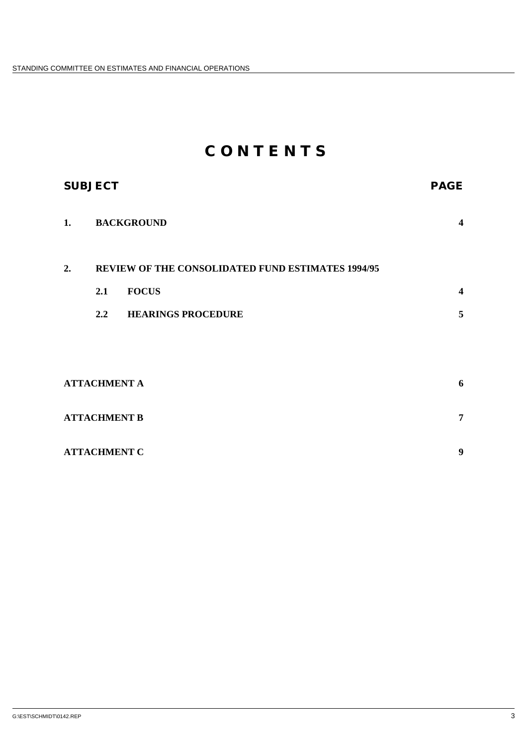# CONTENTS

| SUBJECT | | PAGE |
|---|---|---|
| **1.** | **BACKGROUND** | **4** |
| **2.** | **REVIEW OF THE CONSOLIDATED FUND ESTIMATES 1994/95** | |
| | **2.1 FOCUS** | **4** |
| | **2.2 HEARINGS PROCEDURE** | **5** |
| **ATTACHMENT A** | | **6** |
| **ATTACHMENT B** | | **7** |
| **ATTACHMENT C** | | **9** |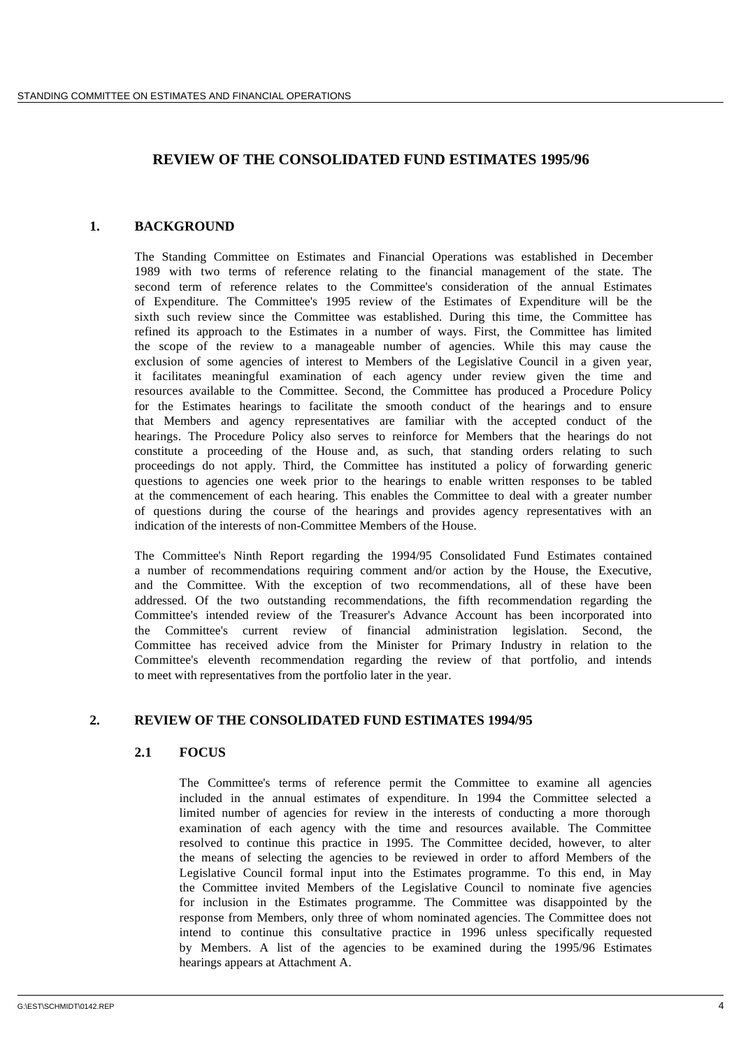# REVIEW OF THE CONSOLIDATED FUND ESTIMATES 1995/96

## 1. BACKGROUND

The Standing Committee on Estimates and Financial Operations was established in December 1989 with two terms of reference relating to the financial management of the state. The second term of reference relates to the Committee's consideration of the annual Estimates of Expenditure. The Committee's 1995 review of the Estimates of Expenditure will be the sixth such review since the Committee was established. During this time, the Committee has refined its approach to the Estimates in a number of ways. First, the Committee has limited the scope of the review to a manageable number of agencies. While this may cause the exclusion of some agencies of interest to Members of the Legislative Council in a given year, it facilitates meaningful examination of each agency under review given the time and resources available to the Committee. Second, the Committee has produced a Procedure Policy for the Estimates hearings to facilitate the smooth conduct of the hearings and to ensure that Members and agency representatives are familiar with the accepted conduct of the hearings. The Procedure Policy also serves to reinforce for Members that the hearings do not constitute a proceeding of the House and, as such, that standing orders relating to such proceedings do not apply. Third, the Committee has instituted a policy of forwarding generic questions to agencies one week prior to the hearings to enable written responses to be tabled at the commencement of each hearing. This enables the Committee to deal with a greater number of questions during the course of the hearings and provides agency representatives with an indication of the interests of non-Committee Members of the House.

The Committee's Ninth Report regarding the 1994/95 Consolidated Fund Estimates contained a number of recommendations requiring comment and/or action by the House, the Executive, and the Committee. With the exception of two recommendations, all of these have been addressed. Of the two outstanding recommendations, the fifth recommendation regarding the Committee's intended review of the Treasurer's Advance Account has been incorporated into the Committee's current review of financial administration legislation. Second, the Committee has received advice from the Minister for Primary Industry in relation to the Committee's eleventh recommendation regarding the review of that portfolio, and intends to meet with representatives from the portfolio later in the year.

## 2. REVIEW OF THE CONSOLIDATED FUND ESTIMATES 1994/95

### 2.1 FOCUS

The Committee's terms of reference permit the Committee to examine all agencies included in the annual estimates of expenditure. In 1994 the Committee selected a limited number of agencies for review in the interests of conducting a more thorough examination of each agency with the time and resources available. The Committee resolved to continue this practice in 1995. The Committee decided, however, to alter the means of selecting the agencies to be reviewed in order to afford Members of the Legislative Council formal input into the Estimates programme. To this end, in May the Committee invited Members of the Legislative Council to nominate five agencies for inclusion in the Estimates programme. The Committee was disappointed by the response from Members, only three of whom nominated agencies. The Committee does not intend to continue this consultative practice in 1996 unless specifically requested by Members. A list of the agencies to be examined during the 1995/96 Estimates hearings appears at Attachment A.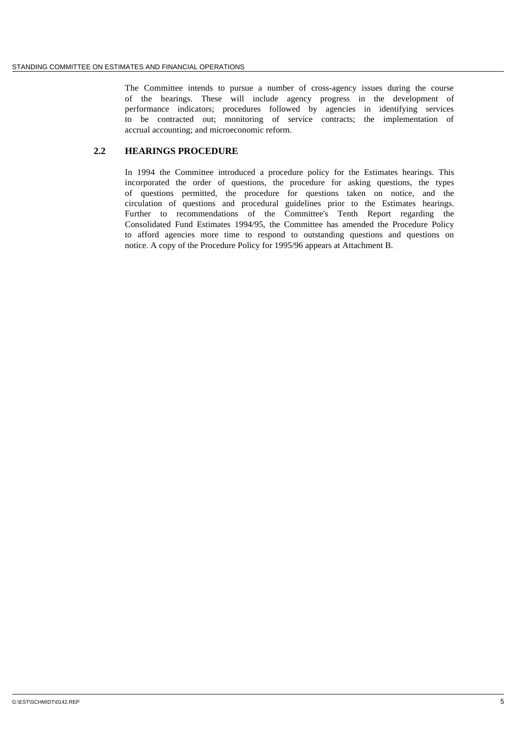The Committee intends to pursue a number of cross-agency issues during the course of the hearings. These will include agency progress in the development of performance indicators; procedures followed by agencies in identifying services to be contracted out; monitoring of service contracts; the implementation of accrual accounting; and microeconomic reform.

## 2.2 HEARINGS PROCEDURE

In 1994 the Committee introduced a procedure policy for the Estimates hearings. This incorporated the order of questions, the procedure for asking questions, the types of questions permitted, the procedure for questions taken on notice, and the circulation of questions and procedural guidelines prior to the Estimates hearings. Further to recommendations of the Committee's Tenth Report regarding the Consolidated Fund Estimates 1994/95, the Committee has amended the Procedure Policy to afford agencies more time to respond to outstanding questions and questions on notice. A copy of the Procedure Policy for 1995/96 appears at Attachment B.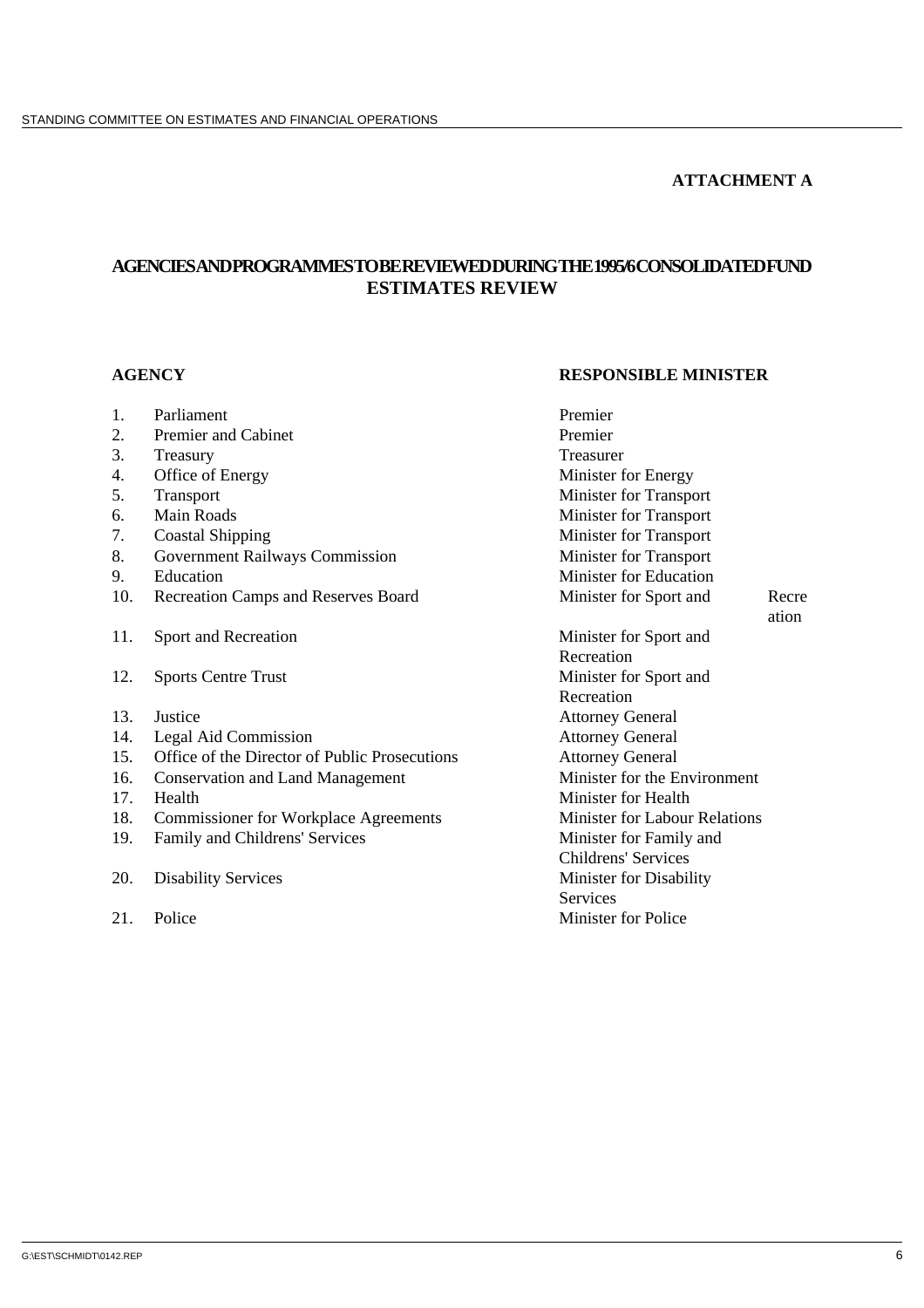**ATTACHMENT A**

## AGENCIES AND PROGRAMMES TO BE REVIEWED DURING THE 1995/6 CONSOLIDATED FUND ESTIMATES REVIEW

| | AGENCY | RESPONSIBLE MINISTER |
|---|---|---|
| 1. | Parliament | Premier |
| 2. | Premier and Cabinet | Premier |
| 3. | Treasury | Treasurer |
| 4. | Office of Energy | Minister for Energy |
| 5. | Transport | Minister for Transport |
| 6. | Main Roads | Minister for Transport |
| 7. | Coastal Shipping | Minister for Transport |
| 8. | Government Railways Commission | Minister for Transport |
| 9. | Education | Minister for Education |
| 10. | Recreation Camps and Reserves Board | Minister for Sport and Recreation |
| 11. | Sport and Recreation | Minister for Sport and Recreation |
| 12. | Sports Centre Trust | Minister for Sport and Recreation |
| 13. | Justice | Attorney General |
| 14. | Legal Aid Commission | Attorney General |
| 15. | Office of the Director of Public Prosecutions | Attorney General |
| 16. | Conservation and Land Management | Minister for the Environment |
| 17. | Health | Minister for Health |
| 18. | Commissioner for Workplace Agreements | Minister for Labour Relations |
| 19. | Family and Childrens' Services | Minister for Family and Childrens' Services |
| 20. | Disability Services | Minister for Disability Services |
| 21. | Police | Minister for Police |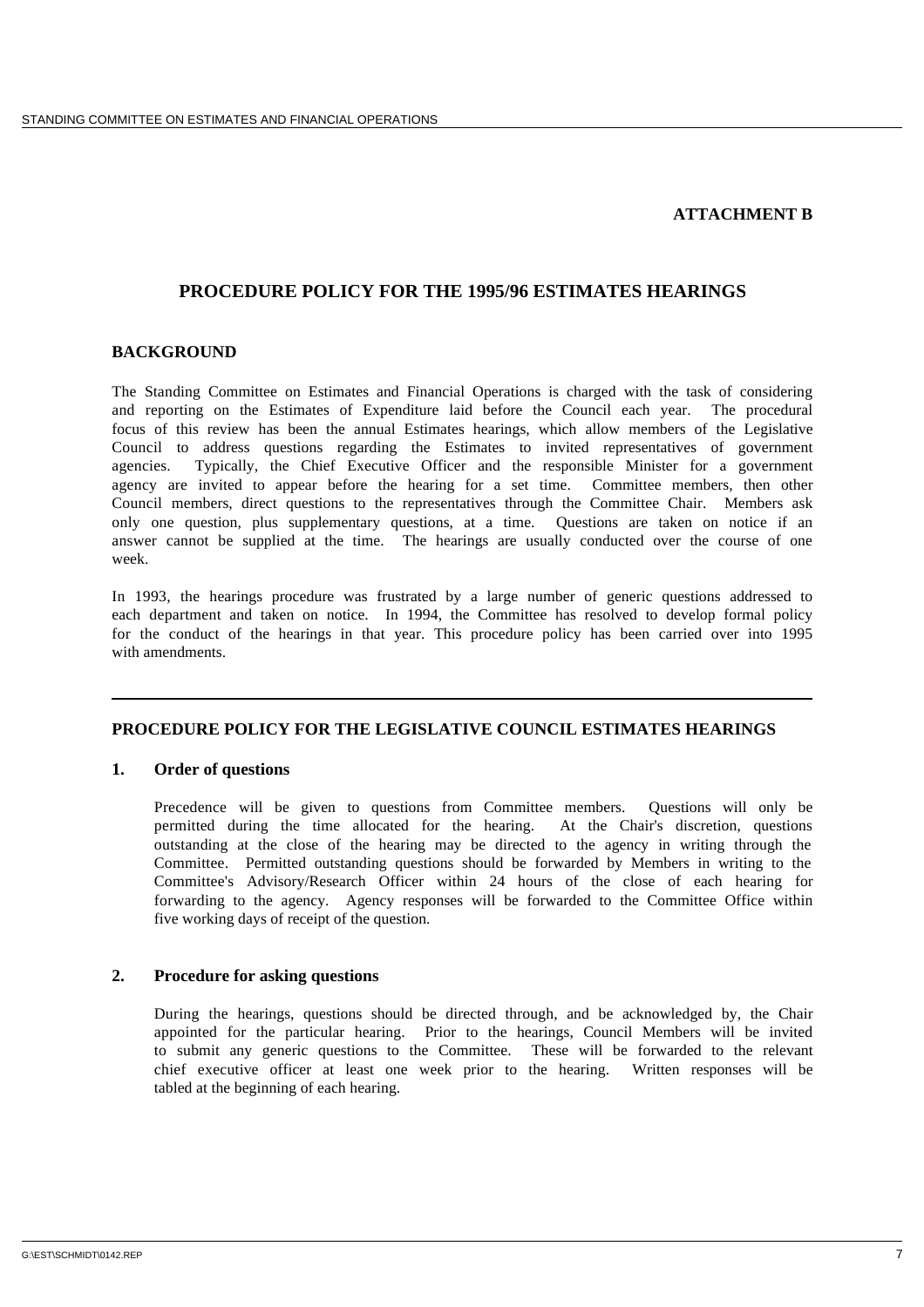**ATTACHMENT B**

# PROCEDURE POLICY FOR THE 1995/96 ESTIMATES HEARINGS

## BACKGROUND

The Standing Committee on Estimates and Financial Operations is charged with the task of considering and reporting on the Estimates of Expenditure laid before the Council each year. The procedural focus of this review has been the annual Estimates hearings, which allow members of the Legislative Council to address questions regarding the Estimates to invited representatives of government agencies. Typically, the Chief Executive Officer and the responsible Minister for a government agency are invited to appear before the hearing for a set time. Committee members, then other Council members, direct questions to the representatives through the Committee Chair. Members ask only one question, plus supplementary questions, at a time. Questions are taken on notice if an answer cannot be supplied at the time. The hearings are usually conducted over the course of one week.

In 1993, the hearings procedure was frustrated by a large number of generic questions addressed to each department and taken on notice. In 1994, the Committee has resolved to develop formal policy for the conduct of the hearings in that year. This procedure policy has been carried over into 1995 with amendments.

---

## PROCEDURE POLICY FOR THE LEGISLATIVE COUNCIL ESTIMATES HEARINGS

### 1. Order of questions

Precedence will be given to questions from Committee members. Questions will only be permitted during the time allocated for the hearing. At the Chair's discretion, questions outstanding at the close of the hearing may be directed to the agency in writing through the Committee. Permitted outstanding questions should be forwarded by Members in writing to the Committee's Advisory/Research Officer within 24 hours of the close of each hearing for forwarding to the agency. Agency responses will be forwarded to the Committee Office within five working days of receipt of the question.

### 2. Procedure for asking questions

During the hearings, questions should be directed through, and be acknowledged by, the Chair appointed for the particular hearing. Prior to the hearings, Council Members will be invited to submit any generic questions to the Committee. These will be forwarded to the relevant chief executive officer at least one week prior to the hearing. Written responses will be tabled at the beginning of each hearing.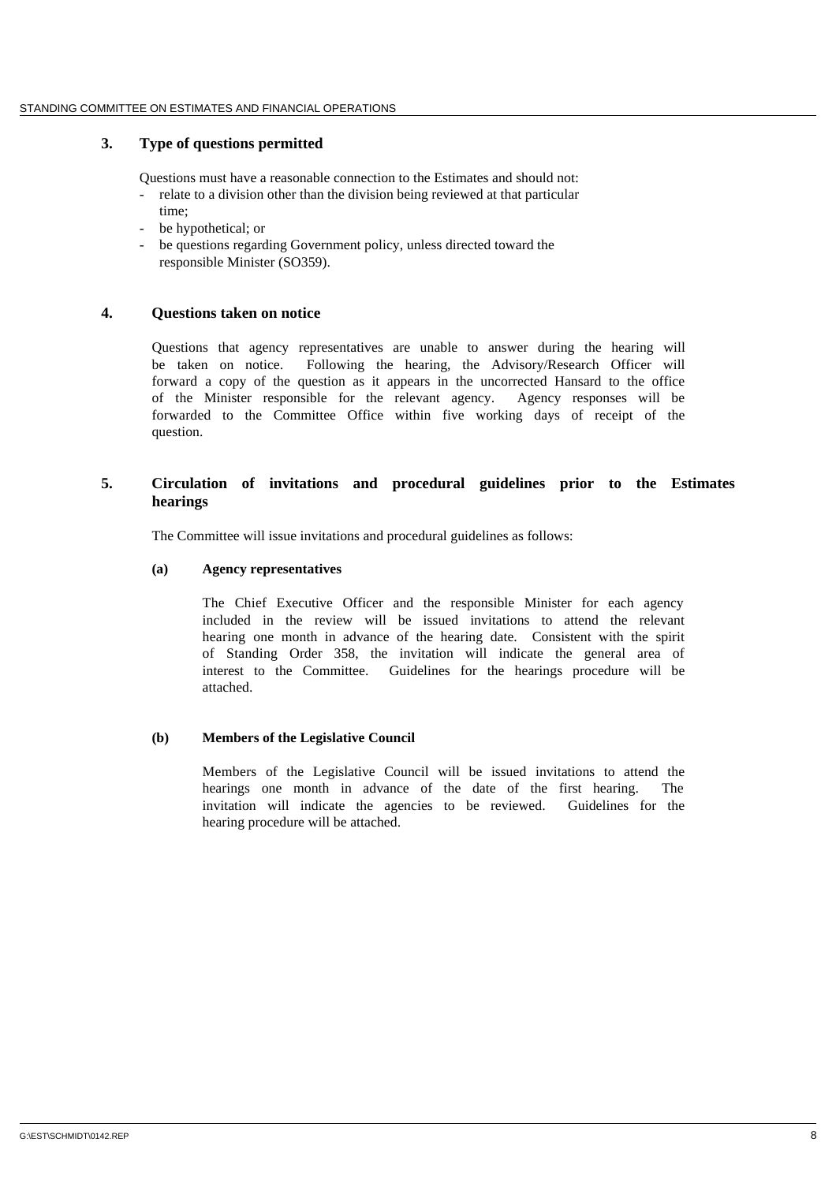## 3. Type of questions permitted

Questions must have a reasonable connection to the Estimates and should not:

- relate to a division other than the division being reviewed at that particular time;
- be hypothetical; or
- be questions regarding Government policy, unless directed toward the responsible Minister (SO359).

## 4. Questions taken on notice

Questions that agency representatives are unable to answer during the hearing will be taken on notice. Following the hearing, the Advisory/Research Officer will forward a copy of the question as it appears in the uncorrected Hansard to the office of the Minister responsible for the relevant agency. Agency responses will be forwarded to the Committee Office within five working days of receipt of the question.

## 5. Circulation of invitations and procedural guidelines prior to the Estimates hearings

The Committee will issue invitations and procedural guidelines as follows:

### (a) Agency representatives

The Chief Executive Officer and the responsible Minister for each agency included in the review will be issued invitations to attend the relevant hearing one month in advance of the hearing date. Consistent with the spirit of Standing Order 358, the invitation will indicate the general area of interest to the Committee. Guidelines for the hearings procedure will be attached.

### (b) Members of the Legislative Council

Members of the Legislative Council will be issued invitations to attend the hearings one month in advance of the date of the first hearing. The invitation will indicate the agencies to be reviewed. Guidelines for the hearing procedure will be attached.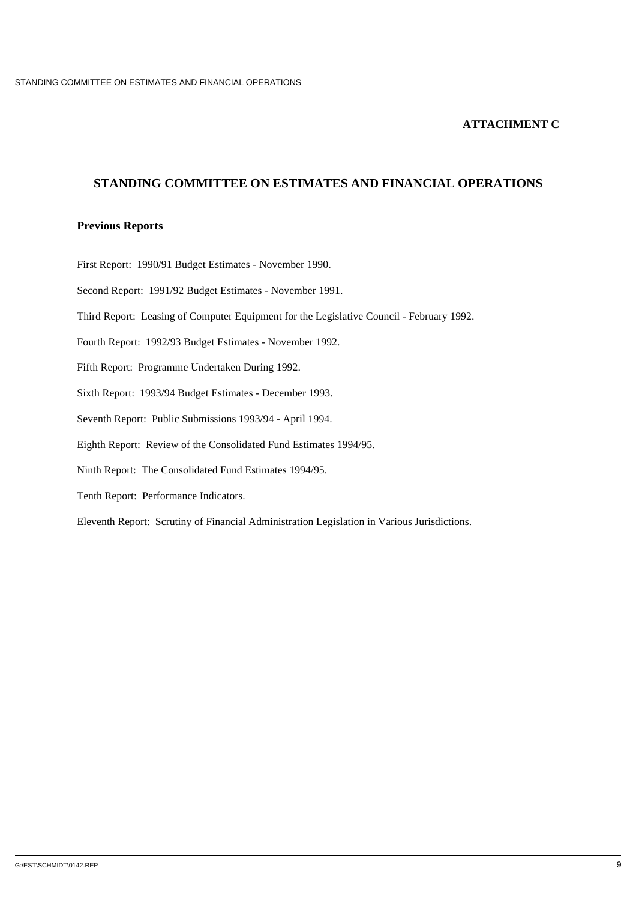**ATTACHMENT C**

## STANDING COMMITTEE ON ESTIMATES AND FINANCIAL OPERATIONS

### Previous Reports

First Report: 1990/91 Budget Estimates - November 1990.

Second Report: 1991/92 Budget Estimates - November 1991.

Third Report: Leasing of Computer Equipment for the Legislative Council - February 1992.

Fourth Report: 1992/93 Budget Estimates - November 1992.

Fifth Report: Programme Undertaken During 1992.

Sixth Report: 1993/94 Budget Estimates - December 1993.

Seventh Report: Public Submissions 1993/94 - April 1994.

Eighth Report: Review of the Consolidated Fund Estimates 1994/95.

Ninth Report: The Consolidated Fund Estimates 1994/95.

Tenth Report: Performance Indicators.

Eleventh Report: Scrutiny of Financial Administration Legislation in Various Jurisdictions.